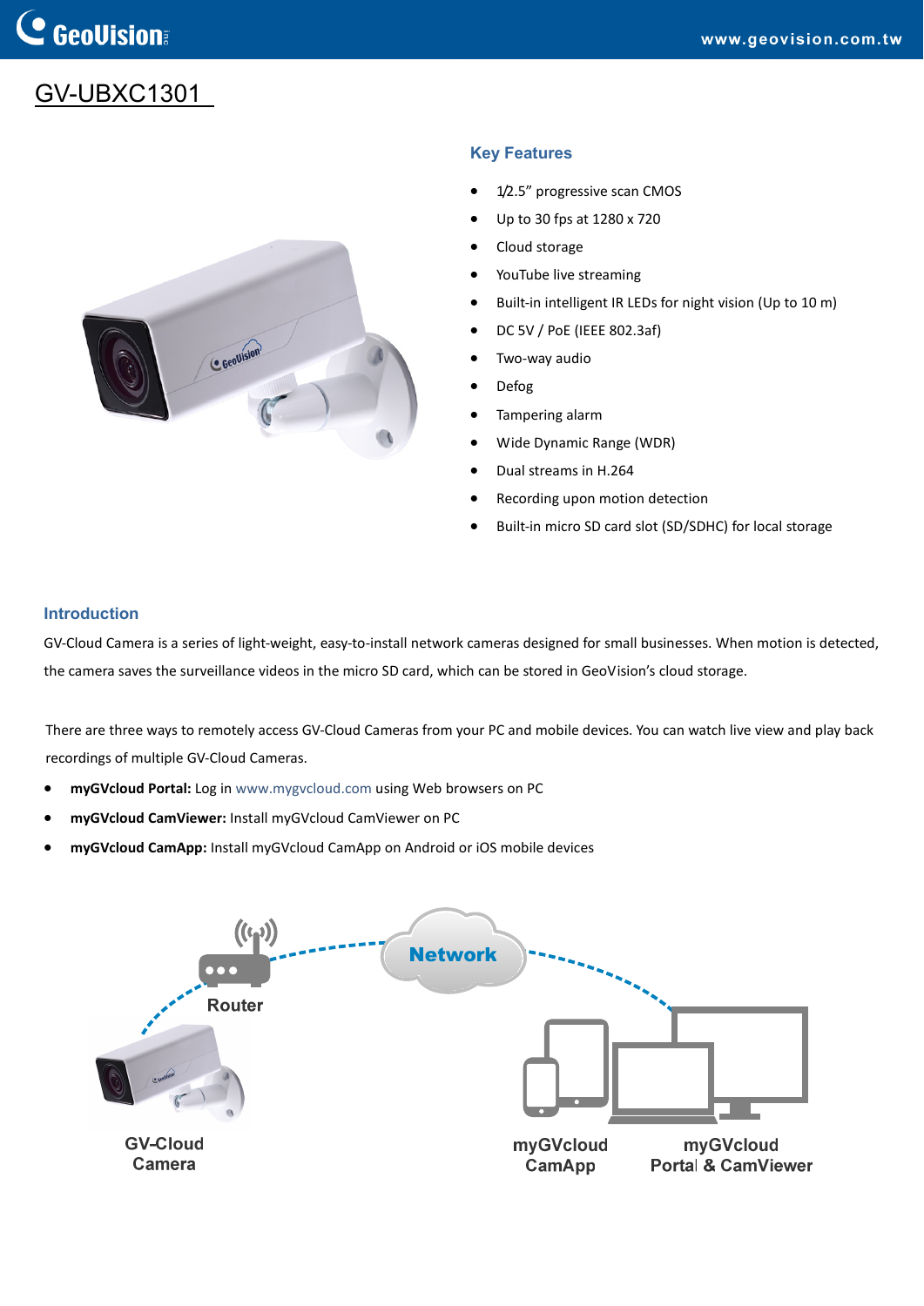# GV-UBXC1301

## Key Features

- 1/2.5" progressive scan CMOS
- Up to 30 fps at 1280 x 720
- Cloud storage
- YouTube live streaming
- Built-in intelligent IR LEDs for night vision (Up to 10 m)
- DC 5V / PoE (IEEE 802.3af)
- Two-way audio
- Defog
- Tampering alarm
- Wide Dynamic Range (WDR)
- Dual streams in H.264
- Recording upon motion detection
- Built-in micro SD card slot (SD/SDHC) for local storage

## Introduction

GV-Cloud Camera is a series of light-weight, easy-to-install network cameras designed for small businesses. When motion is detected, the camera saves the surveillance videos in the micro SD card, which can be stored in GeoVision's cloud storage.

There are three ways to remotely access GV-Cloud Cameras from your PC and mobile devices. You can watch live view and play back recordings of multiple GV-Cloud Cameras.

- **myGVcloud Portal:** Log in www.mygvcloud.com using Web browsers on PC
- **myGVcloud CamViewer:** Install myGVcloud CamViewer on PC
- **myGVcloud CamApp:** Install myGVcloud CamApp on Android or iOS mobile devices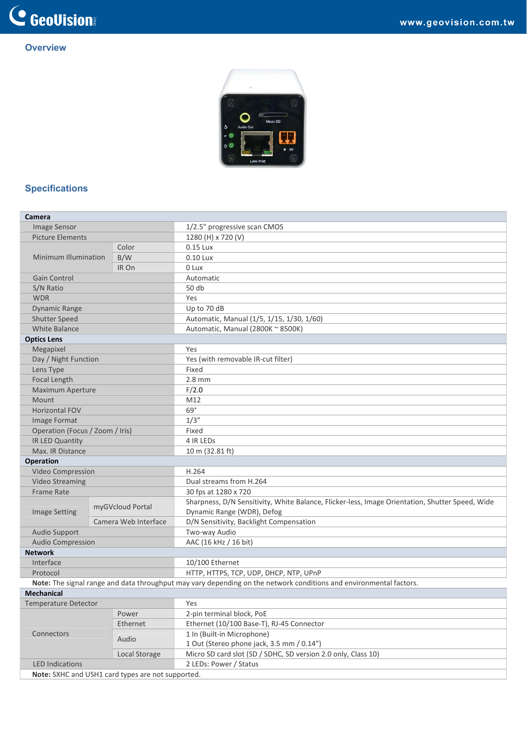## Overview

## Specifications

| Camera | | |
|---|---|---|
| Image Sensor | | 1/2.5" progressive scan CMOS |
| Picture Elements | | 1280 (H) x 720 (V) |
| Minimum Illumination | Color | 0.15 Lux |
| | B/W | 0.10 Lux |
| | IR On | 0 Lux |
| Gain Control | | Automatic |
| S/N Ratio | | 50 db |
| WDR | | Yes |
| Dynamic Range | | Up to 70 dB |
| Shutter Speed | | Automatic, Manual (1/5, 1/15, 1/30, 1/60) |
| White Balance | | Automatic, Manual (2800K ~ 8500K) |
| **Optics Lens** | | |
| Megapixel | | Yes |
| Day / Night Function | | Yes (with removable IR-cut filter) |
| Lens Type | | Fixed |
| Focal Length | | 2.8 mm |
| Maximum Aperture | | F/2.0 |
| Mount | | M12 |
| Horizontal FOV | | 69° |
| Image Format | | 1/3" |
| Operation (Focus / Zoom / Iris) | | Fixed |
| IR LED Quantity | | 4 IR LEDs |
| Max. IR Distance | | 10 m (32.81 ft) |
| **Operation** | | |
| Video Compression | | H.264 |
| Video Streaming | | Dual streams from H.264 |
| Frame Rate | | 30 fps at 1280 x 720 |
| Image Setting | myGVcloud Portal | Sharpness, D/N Sensitivity, White Balance, Flicker-less, Image Orientation, Shutter Speed, Wide Dynamic Range (WDR), Defog |
| | Camera Web Interface | D/N Sensitivity, Backlight Compensation |
| Audio Support | | Two-way Audio |
| Audio Compression | | AAC (16 kHz / 16 bit) |
| **Network** | | |
| Interface | | 10/100 Ethernet |
| Protocol | | HTTP, HTTPS, TCP, UDP, DHCP, NTP, UPnP |
| **Note:** The signal range and data throughput may vary depending on the network conditions and environmental factors. | | |
| **Mechanical** | | |
| Temperature Detector | | Yes |
| Connectors | Power | 2-pin terminal block, PoE |
| | Ethernet | Ethernet (10/100 Base-T), RJ-45 Connector |
| | Audio | 1 In (Built-in Microphone)<br>1 Out (Stereo phone jack, 3.5 mm / 0.14") |
| | Local Storage | Micro SD card slot (SD / SDHC, SD version 2.0 only, Class 10) |
| LED Indications | | 2 LEDs: Power / Status |
| **Note:** SXHC and USH1 card types are not supported. | | |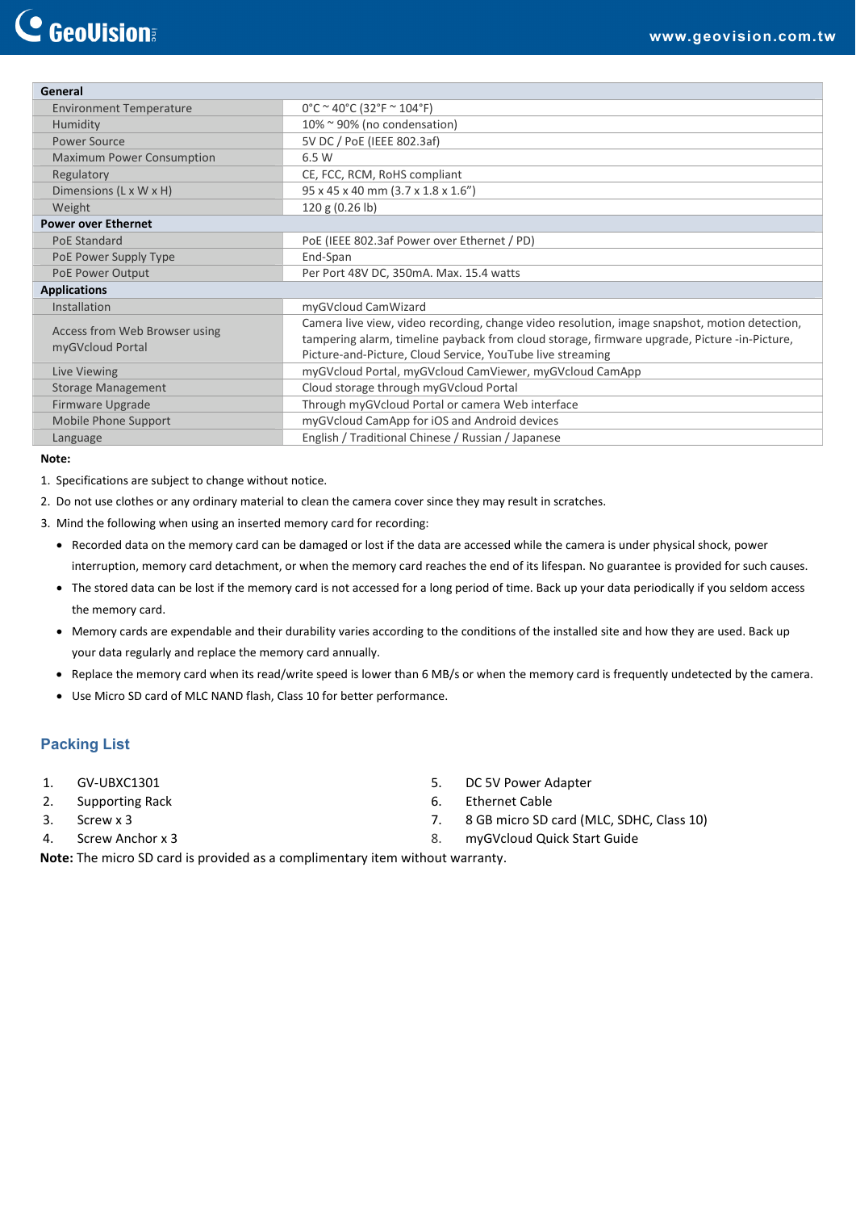| | |
|---|---|
| **General** | |
| Environment Temperature | 0°C ~ 40°C (32°F ~ 104°F) |
| Humidity | 10% ~ 90% (no condensation) |
| Power Source | 5V DC / PoE (IEEE 802.3af) |
| Maximum Power Consumption | 6.5 W |
| Regulatory | CE, FCC, RCM, RoHS compliant |
| Dimensions (L x W x H) | 95 x 45 x 40 mm (3.7 x 1.8 x 1.6") |
| Weight | 120 g (0.26 lb) |
| **Power over Ethernet** | |
| PoE Standard | PoE (IEEE 802.3af Power over Ethernet / PD) |
| PoE Power Supply Type | End-Span |
| PoE Power Output | Per Port 48V DC, 350mA. Max. 15.4 watts |
| **Applications** | |
| Installation | myGVcloud CamWizard |
| Access from Web Browser using myGVcloud Portal | Camera live view, video recording, change video resolution, image snapshot, motion detection, tampering alarm, timeline payback from cloud storage, firmware upgrade, Picture -in-Picture, Picture-and-Picture, Cloud Service, YouTube live streaming |
| Live Viewing | myGVcloud Portal, myGVcloud CamViewer, myGVcloud CamApp |
| Storage Management | Cloud storage through myGVcloud Portal |
| Firmware Upgrade | Through myGVcloud Portal or camera Web interface |
| Mobile Phone Support | myGVcloud CamApp for iOS and Android devices |
| Language | English / Traditional Chinese / Russian / Japanese |

**Note:**

1. Specifications are subject to change without notice.
2. Do not use clothes or any ordinary material to clean the camera cover since they may result in scratches.
3. Mind the following when using an inserted memory card for recording:
   - Recorded data on the memory card can be damaged or lost if the data are accessed while the camera is under physical shock, power interruption, memory card detachment, or when the memory card reaches the end of its lifespan. No guarantee is provided for such causes.
   - The stored data can be lost if the memory card is not accessed for a long period of time. Back up your data periodically if you seldom access the memory card.
   - Memory cards are expendable and their durability varies according to the conditions of the installed site and how they are used. Back up your data regularly and replace the memory card annually.
   - Replace the memory card when its read/write speed is lower than 6 MB/s or when the memory card is frequently undetected by the camera.
   - Use Micro SD card of MLC NAND flash, Class 10 for better performance.

## Packing List

1. GV-UBXC1301
2. Supporting Rack
3. Screw x 3
4. Screw Anchor x 3
5. DC 5V Power Adapter
6. Ethernet Cable
7. 8 GB micro SD card (MLC, SDHC, Class 10)
8. myGVcloud Quick Start Guide

**Note:** The micro SD card is provided as a complimentary item without warranty.